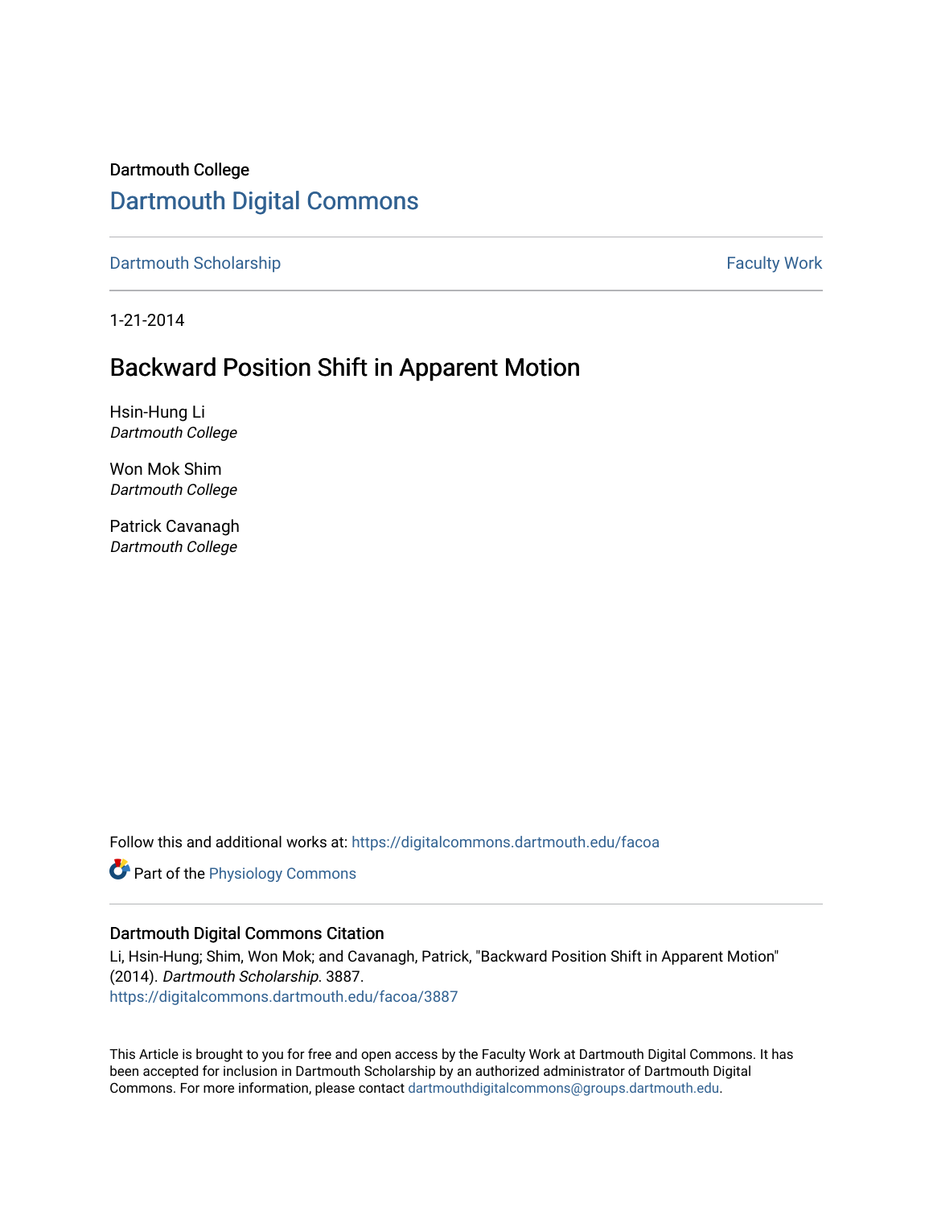Dartmouth College

# Dartmouth Digital Commons

Dartmouth Scholarship | Faculty Work

1-21-2014

## Backward Position Shift in Apparent Motion

Hsin-Hung Li
*Dartmouth College*

Won Mok Shim
*Dartmouth College*

Patrick Cavanagh
*Dartmouth College*

Follow this and additional works at: https://digitalcommons.dartmouth.edu/facoa

Part of the Physiology Commons

### Dartmouth Digital Commons Citation

Li, Hsin-Hung; Shim, Won Mok; and Cavanagh, Patrick, "Backward Position Shift in Apparent Motion" (2014). *Dartmouth Scholarship*. 3887.
https://digitalcommons.dartmouth.edu/facoa/3887

This Article is brought to you for free and open access by the Faculty Work at Dartmouth Digital Commons. It has been accepted for inclusion in Dartmouth Scholarship by an authorized administrator of Dartmouth Digital Commons. For more information, please contact dartmouthdigitalcommons@groups.dartmouth.edu.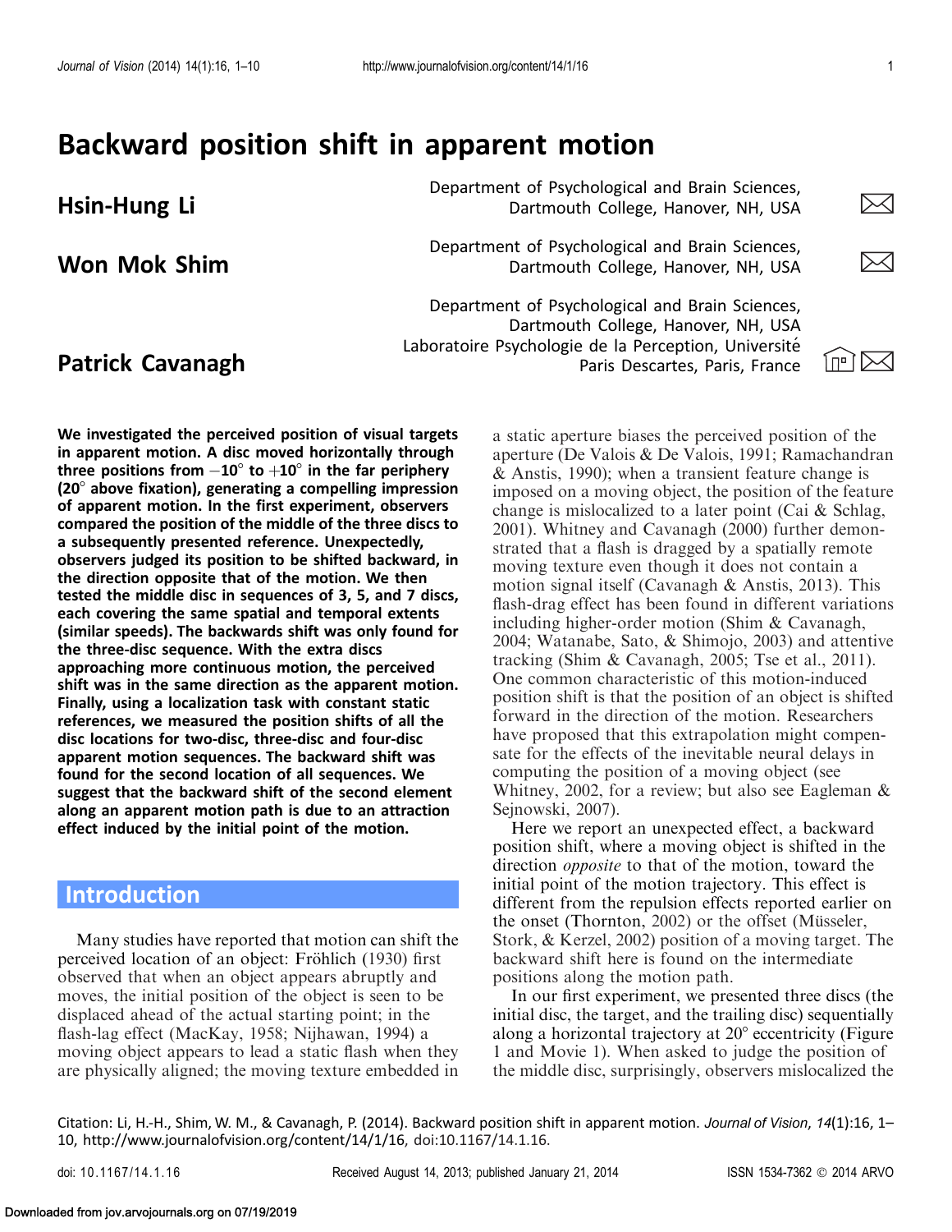# Backward position shift in apparent motion

**Hsin-Hung Li**

Department of Psychological and Brain Sciences, Dartmouth College, Hanover, NH, USA

**Won Mok Shim**

Department of Psychological and Brain Sciences, Dartmouth College, Hanover, NH, USA

**Patrick Cavanagh**

Department of Psychological and Brain Sciences, Dartmouth College, Hanover, NH, USA
Laboratoire Psychologie de la Perception, Université Paris Descartes, Paris, France

**We investigated the perceived position of visual targets in apparent motion. A disc moved horizontally through three positions from −10° to +10° in the far periphery (20° above fixation), generating a compelling impression of apparent motion. In the first experiment, observers compared the position of the middle of the three discs to a subsequently presented reference. Unexpectedly, observers judged its position to be shifted backward, in the direction opposite that of the motion. We then tested the middle disc in sequences of 3, 5, and 7 discs, each covering the same spatial and temporal extents (similar speeds). The backwards shift was only found for the three-disc sequence. With the extra discs approaching more continuous motion, the perceived shift was in the same direction as the apparent motion. Finally, using a localization task with constant static references, we measured the position shifts of all the disc locations for two-disc, three-disc and four-disc apparent motion sequences. The backward shift was found for the second location of all sequences. We suggest that the backward shift of the second element along an apparent motion path is due to an attraction effect induced by the initial point of the motion.**

## Introduction

Many studies have reported that motion can shift the perceived location of an object: Fröhlich (1930) first observed that when an object appears abruptly and moves, the initial position of the object is seen to be displaced ahead of the actual starting point; in the flash-lag effect (MacKay, 1958; Nijhawan, 1994) a moving object appears to lead a static flash when they are physically aligned; the moving texture embedded in a static aperture biases the perceived position of the aperture (De Valois & De Valois, 1991; Ramachandran & Anstis, 1990); when a transient feature change is imposed on a moving object, the position of the feature change is mislocalized to a later point (Cai & Schlag, 2001). Whitney and Cavanagh (2000) further demonstrated that a flash is dragged by a spatially remote moving texture even though it does not contain a motion signal itself (Cavanagh & Anstis, 2013). This flash-drag effect has been found in different variations including higher-order motion (Shim & Cavanagh, 2004; Watanabe, Sato, & Shimojo, 2003) and attentive tracking (Shim & Cavanagh, 2005; Tse et al., 2011). One common characteristic of this motion-induced position shift is that the position of an object is shifted forward in the direction of the motion. Researchers have proposed that this extrapolation might compensate for the effects of the inevitable neural delays in computing the position of a moving object (see Whitney, 2002, for a review; but also see Eagleman & Sejnowski, 2007).

Here we report an unexpected effect, a backward position shift, where a moving object is shifted in the direction *opposite* to that of the motion, toward the initial point of the motion trajectory. This effect is different from the repulsion effects reported earlier on the onset (Thornton, 2002) or the offset (Müsseler, Stork, & Kerzel, 2002) position of a moving target. The backward shift here is found on the intermediate positions along the motion path.

In our first experiment, we presented three discs (the initial disc, the target, and the trailing disc) sequentially along a horizontal trajectory at 20° eccentricity (Figure 1 and Movie 1). When asked to judge the position of the middle disc, surprisingly, observers mislocalized the

Citation: Li, H.-H., Shim, W. M., & Cavanagh, P. (2014). Backward position shift in apparent motion. *Journal of Vision*, *14*(1):16, 1–10, http://www.journalofvision.org/content/14/1/16, doi:10.1167/14.1.16.

doi: 10.1167/14.1.16 Received August 14, 2013; published January 21, 2014 ISSN 1534-7362 © 2014 ARVO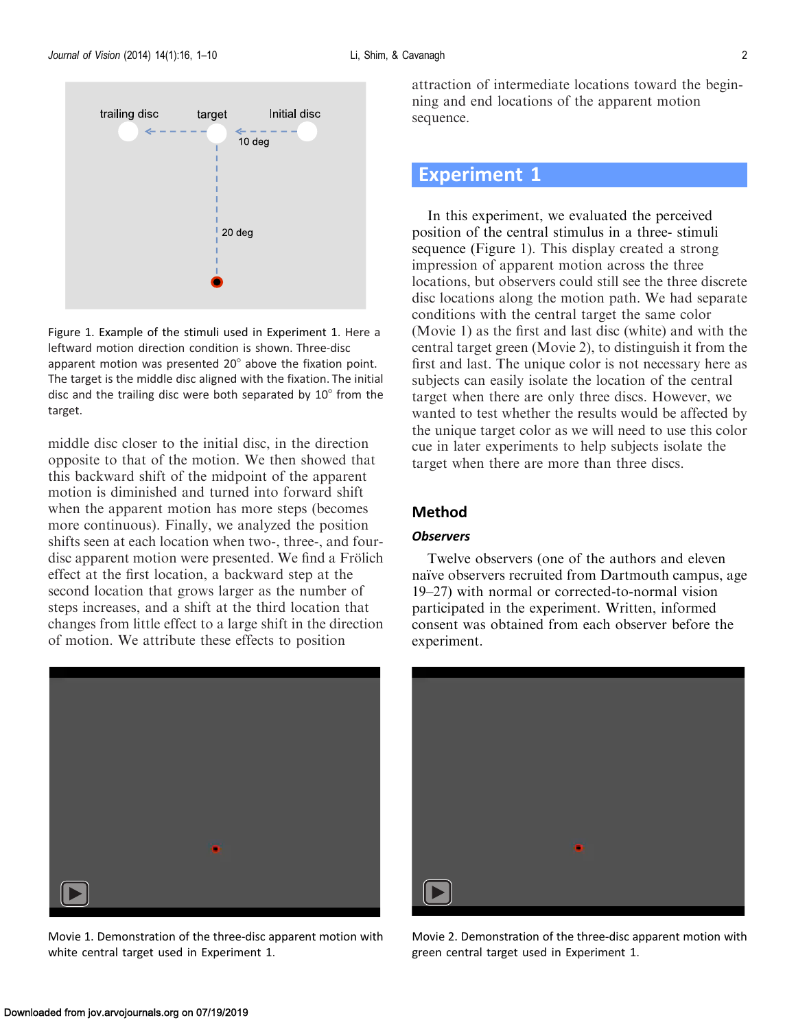Figure 1. Example of the stimuli used in Experiment 1. Here a leftward motion direction condition is shown. Three-disc apparent motion was presented 20° above the fixation point. The target is the middle disc aligned with the fixation. The initial disc and the trailing disc were both separated by 10° from the target.

middle disc closer to the initial disc, in the direction opposite to that of the motion. We then showed that this backward shift of the midpoint of the apparent motion is diminished and turned into forward shift when the apparent motion has more steps (becomes more continuous). Finally, we analyzed the position shifts seen at each location when two-, three-, and four-disc apparent motion were presented. We find a Fröhlich effect at the first location, a backward step at the second location that grows larger as the number of steps increases, and a shift at the third location that changes from little effect to a large shift in the direction of motion. We attribute these effects to position attraction of intermediate locations toward the beginning and end locations of the apparent motion sequence.

## Experiment 1

In this experiment, we evaluated the perceived position of the central stimulus in a three- stimuli sequence (Figure 1). This display created a strong impression of apparent motion across the three locations, but observers could still see the three discrete disc locations along the motion path. We had separate conditions with the central target the same color (Movie 1) as the first and last disc (white) and with the central target green (Movie 2), to distinguish it from the first and last. The unique color is not necessary here as subjects can easily isolate the location of the central target when there are only three discs. However, we wanted to test whether the results would be affected by the unique target color as we will need to use this color cue in later experiments to help subjects isolate the target when there are more than three discs.

### Method

#### *Observers*

Twelve observers (one of the authors and eleven naïve observers recruited from Dartmouth campus, age 19–27) with normal or corrected-to-normal vision participated in the experiment. Written, informed consent was obtained from each observer before the experiment.

Movie 1. Demonstration of the three-disc apparent motion with white central target used in Experiment 1.

Movie 2. Demonstration of the three-disc apparent motion with green central target used in Experiment 1.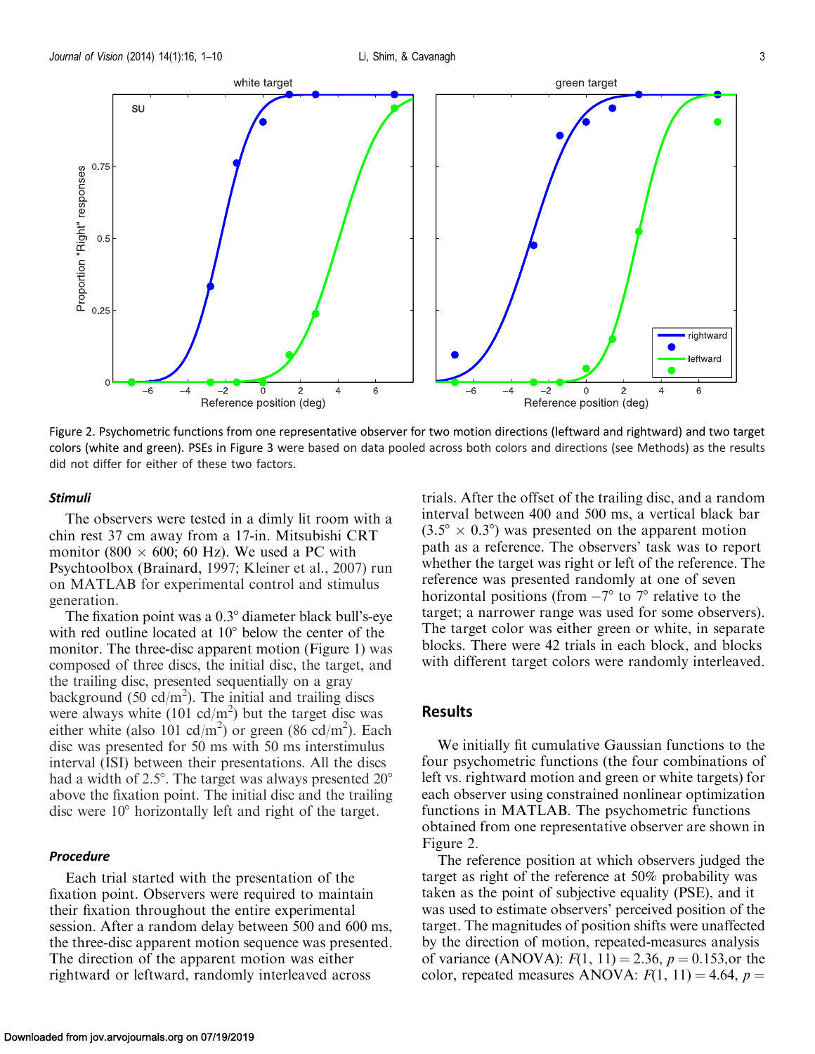Figure 2. Psychometric functions from one representative observer for two motion directions (leftward and rightward) and two target colors (white and green). PSEs in Figure 3 were based on data pooled across both colors and directions (see Methods) as the results did not differ for either of these two factors.

### *Stimuli*

The observers were tested in a dimly lit room with a chin rest 37 cm away from a 17-in. Mitsubishi CRT monitor (800 × 600; 60 Hz). We used a PC with Psychtoolbox (Brainard, 1997; Kleiner et al., 2007) run on MATLAB for experimental control and stimulus generation.

The fixation point was a 0.3° diameter black bull's-eye with red outline located at 10° below the center of the monitor. The three-disc apparent motion (Figure 1) was composed of three discs, the initial disc, the target, and the trailing disc, presented sequentially on a gray background (50 cd/m$^2$). The initial and trailing discs were always white (101 cd/m$^2$) but the target disc was either white (also 101 cd/m$^2$) or green (86 cd/m$^2$). Each disc was presented for 50 ms with 50 ms interstimulus interval (ISI) between their presentations. All the discs had a width of 2.5°. The target was always presented 20° above the fixation point. The initial disc and the trailing disc were 10° horizontally left and right of the target.

### *Procedure*

Each trial started with the presentation of the fixation point. Observers were required to maintain their fixation throughout the entire experimental session. After a random delay between 500 and 600 ms, the three-disc apparent motion sequence was presented. The direction of the apparent motion was either rightward or leftward, randomly interleaved across trials. After the offset of the trailing disc, and a random interval between 400 and 500 ms, a vertical black bar (3.5° × 0.3°) was presented on the apparent motion path as a reference. The observers' task was to report whether the target was right or left of the reference. The reference was presented randomly at one of seven horizontal positions (from −7° to 7° relative to the target; a narrower range was used for some observers). The target color was either green or white, in separate blocks. There were 42 trials in each block, and blocks with different target colors were randomly interleaved.

## Results

We initially fit cumulative Gaussian functions to the four psychometric functions (the four combinations of left vs. rightward motion and green or white targets) for each observer using constrained nonlinear optimization functions in MATLAB. The psychometric functions obtained from one representative observer are shown in Figure 2.

The reference position at which observers judged the target as right of the reference at 50% probability was taken as the point of subjective equality (PSE), and it was used to estimate observers' perceived position of the target. The magnitudes of position shifts were unaffected by the direction of motion, repeated-measures analysis of variance (ANOVA): $F(1, 11) = 2.36$, $p = 0.153$,or the color, repeated measures ANOVA: $F(1, 11) = 4.64$, $p =$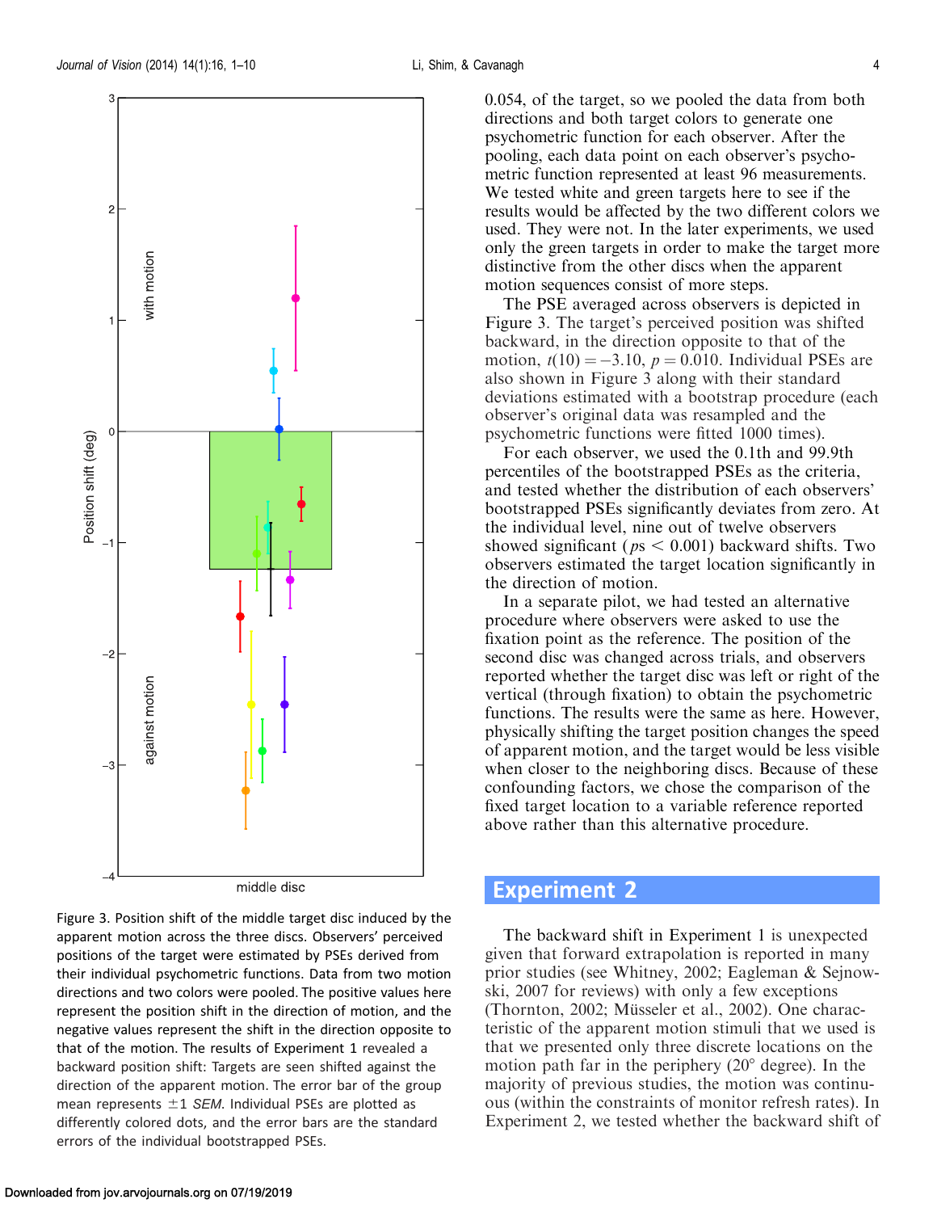0.054, of the target, so we pooled the data from both directions and both target colors to generate one psychometric function for each observer. After the pooling, each data point on each observer's psychometric function represented at least 96 measurements. We tested white and green targets here to see if the results would be affected by the two different colors we used. They were not. In the later experiments, we used only the green targets in order to make the target more distinctive from the other discs when the apparent motion sequences consist of more steps.

The PSE averaged across observers is depicted in Figure 3. The target's perceived position was shifted backward, in the direction opposite to that of the motion, $t(10) = -3.10$, $p = 0.010$. Individual PSEs are also shown in Figure 3 along with their standard deviations estimated with a bootstrap procedure (each observer's original data was resampled and the psychometric functions were fitted 1000 times).

For each observer, we used the 0.1th and 99.9th percentiles of the bootstrapped PSEs as the criteria, and tested whether the distribution of each observers' bootstrapped PSEs significantly deviates from zero. At the individual level, nine out of twelve observers showed significant ($ps < 0.001$) backward shifts. Two observers estimated the target location significantly in the direction of motion.

In a separate pilot, we had tested an alternative procedure where observers were asked to use the fixation point as the reference. The position of the second disc was changed across trials, and observers reported whether the target disc was left or right of the vertical (through fixation) to obtain the psychometric functions. The results were the same as here. However, physically shifting the target position changes the speed of apparent motion, and the target would be less visible when closer to the neighboring discs. Because of these confounding factors, we chose the comparison of the fixed target location to a variable reference reported above rather than this alternative procedure.

Figure 3. Position shift of the middle target disc induced by the apparent motion across the three discs. Observers' perceived positions of the target were estimated by PSEs derived from their individual psychometric functions. Data from two motion directions and two colors were pooled. The positive values here represent the position shift in the direction of motion, and the negative values represent the shift in the direction opposite to that of the motion. The results of Experiment 1 revealed a backward position shift: Targets are seen shifted against the direction of the apparent motion. The error bar of the group mean represents $\pm 1$ *SEM*. Individual PSEs are plotted as differently colored dots, and the error bars are the standard errors of the individual bootstrapped PSEs.

## Experiment 2

The backward shift in Experiment 1 is unexpected given that forward extrapolation is reported in many prior studies (see Whitney, 2002; Eagleman & Sejnowski, 2007 for reviews) with only a few exceptions (Thornton, 2002; Müsseler et al., 2002). One characteristic of the apparent motion stimuli that we used is that we presented only three discrete locations on the motion path far in the periphery (20° degree). In the majority of previous studies, the motion was continuous (within the constraints of monitor refresh rates). In Experiment 2, we tested whether the backward shift of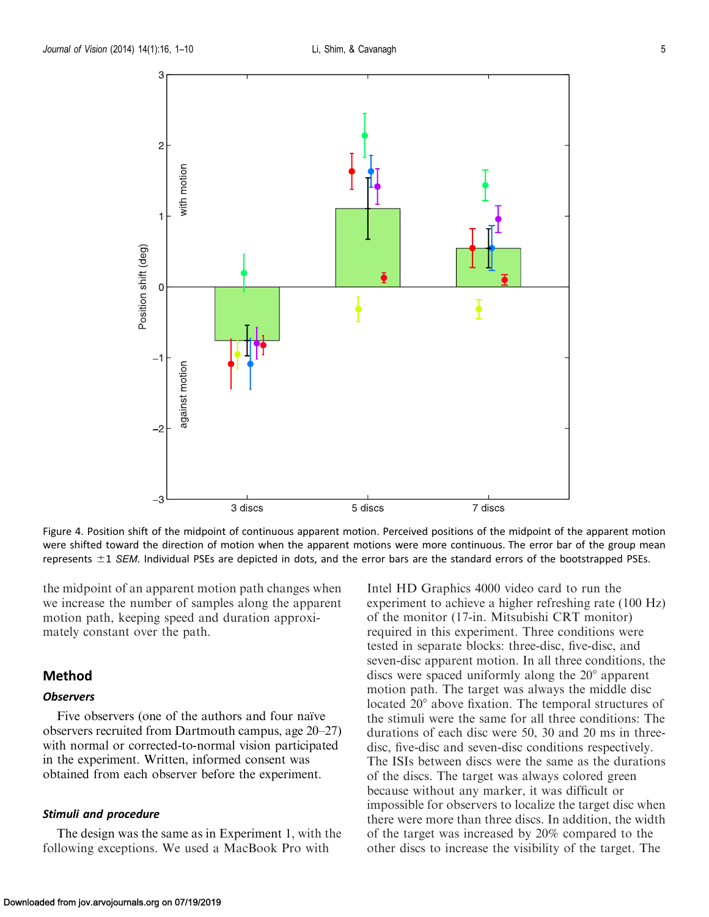Figure 4. Position shift of the midpoint of continuous apparent motion. Perceived positions of the midpoint of the apparent motion were shifted toward the direction of motion when the apparent motions were more continuous. The error bar of the group mean represents ±1 *SEM*. Individual PSEs are depicted in dots, and the error bars are the standard errors of the bootstrapped PSEs.

the midpoint of an apparent motion path changes when we increase the number of samples along the apparent motion path, keeping speed and duration approximately constant over the path.

## Method

### *Observers*

Five observers (one of the authors and four naïve observers recruited from Dartmouth campus, age 20–27) with normal or corrected-to-normal vision participated in the experiment. Written, informed consent was obtained from each observer before the experiment.

### *Stimuli and procedure*

The design was the same as in Experiment 1, with the following exceptions. We used a MacBook Pro with Intel HD Graphics 4000 video card to run the experiment to achieve a higher refreshing rate (100 Hz) of the monitor (17-in. Mitsubishi CRT monitor) required in this experiment. Three conditions were tested in separate blocks: three-disc, five-disc, and seven-disc apparent motion. In all three conditions, the discs were spaced uniformly along the 20° apparent motion path. The target was always the middle disc located 20° above fixation. The temporal structures of the stimuli were the same for all three conditions: The durations of each disc were 50, 30 and 20 ms in three-disc, five-disc and seven-disc conditions respectively. The ISIs between discs were the same as the durations of the discs. The target was always colored green because without any marker, it was difficult or impossible for observers to localize the target disc when there were more than three discs. In addition, the width of the target was increased by 20% compared to the other discs to increase the visibility of the target. The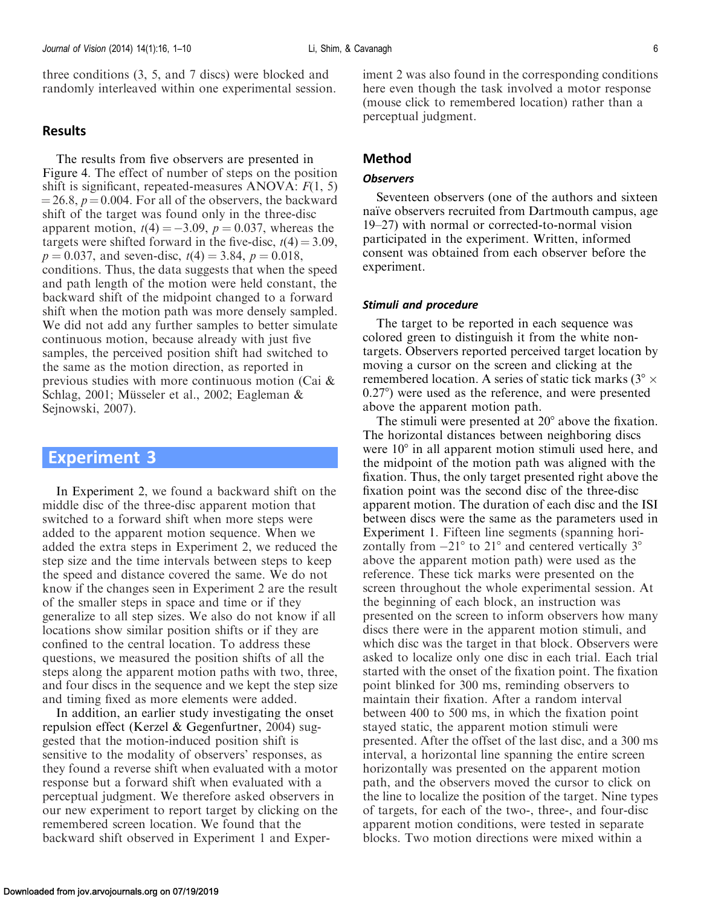three conditions (3, 5, and 7 discs) were blocked and randomly interleaved within one experimental session.

## Results

The results from five observers are presented in Figure 4. The effect of number of steps on the position shift is significant, repeated-measures ANOVA: $F(1, 5) = 26.8$, $p = 0.004$. For all of the observers, the backward shift of the target was found only in the three-disc apparent motion, $t(4) = -3.09$, $p = 0.037$, whereas the targets were shifted forward in the five-disc, $t(4) = 3.09$, $p = 0.037$, and seven-disc, $t(4) = 3.84$, $p = 0.018$, conditions. Thus, the data suggests that when the speed and path length of the motion were held constant, the backward shift of the midpoint changed to a forward shift when the motion path was more densely sampled. We did not add any further samples to better simulate continuous motion, because already with just five samples, the perceived position shift had switched to the same as the motion direction, as reported in previous studies with more continuous motion (Cai & Schlag, 2001; Müsseler et al., 2002; Eagleman & Sejnowski, 2007).

# Experiment 3

In Experiment 2, we found a backward shift on the middle disc of the three-disc apparent motion that switched to a forward shift when more steps were added to the apparent motion sequence. When we added the extra steps in Experiment 2, we reduced the step size and the time intervals between steps to keep the speed and distance covered the same. We do not know if the changes seen in Experiment 2 are the result of the smaller steps in space and time or if they generalize to all step sizes. We also do not know if all locations show similar position shifts or if they are confined to the central location. To address these questions, we measured the position shifts of all the steps along the apparent motion paths with two, three, and four discs in the sequence and we kept the step size and timing fixed as more elements were added.

In addition, an earlier study investigating the onset repulsion effect (Kerzel & Gegenfurtner, 2004) suggested that the motion-induced position shift is sensitive to the modality of observers' responses, as they found a reverse shift when evaluated with a motor response but a forward shift when evaluated with a perceptual judgment. We therefore asked observers in our new experiment to report target by clicking on the remembered screen location. We found that the backward shift observed in Experiment 1 and Experiment 2 was also found in the corresponding conditions here even though the task involved a motor response (mouse click to remembered location) rather than a perceptual judgment.

## Method

### Observers

Seventeen observers (one of the authors and sixteen naïve observers recruited from Dartmouth campus, age 19–27) with normal or corrected-to-normal vision participated in the experiment. Written, informed consent was obtained from each observer before the experiment.

### Stimuli and procedure

The target to be reported in each sequence was colored green to distinguish it from the white non-targets. Observers reported perceived target location by moving a cursor on the screen and clicking at the remembered location. A series of static tick marks ($3° \times 0.27°$) were used as the reference, and were presented above the apparent motion path.

The stimuli were presented at 20° above the fixation. The horizontal distances between neighboring discs were 10° in all apparent motion stimuli used here, and the midpoint of the motion path was aligned with the fixation. Thus, the only target presented right above the fixation point was the second disc of the three-disc apparent motion. The duration of each disc and the ISI between discs were the same as the parameters used in Experiment 1. Fifteen line segments (spanning horizontally from $-21°$ to $21°$ and centered vertically 3° above the apparent motion path) were used as the reference. These tick marks were presented on the screen throughout the whole experimental session. At the beginning of each block, an instruction was presented on the screen to inform observers how many discs there were in the apparent motion stimuli, and which disc was the target in that block. Observers were asked to localize only one disc in each trial. Each trial started with the onset of the fixation point. The fixation point blinked for 300 ms, reminding observers to maintain their fixation. After a random interval between 400 to 500 ms, in which the fixation point stayed static, the apparent motion stimuli were presented. After the offset of the last disc, and a 300 ms interval, a horizontal line spanning the entire screen horizontally was presented on the apparent motion path, and the observers moved the cursor to click on the line to localize the position of the target. Nine types of targets, for each of the two-, three-, and four-disc apparent motion conditions, were tested in separate blocks. Two motion directions were mixed within a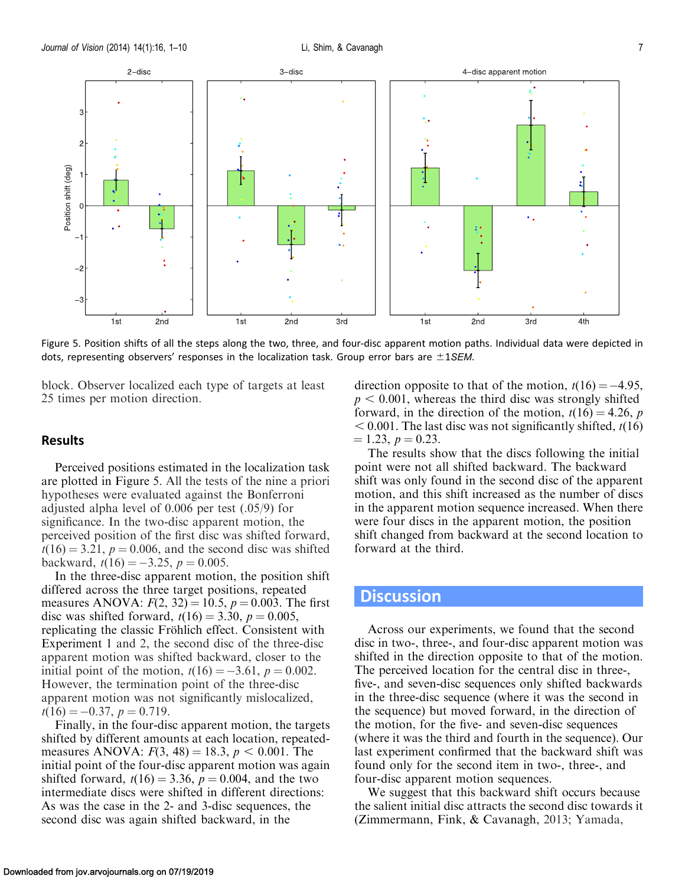Figure 5. Position shifts of all the steps along the two, three, and four-disc apparent motion paths. Individual data were depicted in dots, representing observers' responses in the localization task. Group error bars are ±1*SEM*.

block. Observer localized each type of targets at least 25 times per motion direction.

## Results

Perceived positions estimated in the localization task are plotted in Figure 5. All the tests of the nine a priori hypotheses were evaluated against the Bonferroni adjusted alpha level of 0.006 per test (.05/9) for significance. In the two-disc apparent motion, the perceived position of the first disc was shifted forward, $t(16) = 3.21$, $p = 0.006$, and the second disc was shifted backward, $t(16) = -3.25$, $p = 0.005$.

In the three-disc apparent motion, the position shift differed across the three target positions, repeated measures ANOVA: $F(2, 32) = 10.5$, $p = 0.003$. The first disc was shifted forward, $t(16) = 3.30$, $p = 0.005$, replicating the classic Fröhlich effect. Consistent with Experiment 1 and 2, the second disc of the three-disc apparent motion was shifted backward, closer to the initial point of the motion, $t(16) = -3.61$, $p = 0.002$. However, the termination point of the three-disc apparent motion was not significantly mislocalized, $t(16) = -0.37$, $p = 0.719$.

Finally, in the four-disc apparent motion, the targets shifted by different amounts at each location, repeated-measures ANOVA: $F(3, 48) = 18.3$, $p < 0.001$. The initial point of the four-disc apparent motion was again shifted forward, $t(16) = 3.36$, $p = 0.004$, and the two intermediate discs were shifted in different directions: As was the case in the 2- and 3-disc sequences, the second disc was again shifted backward, in the direction opposite to that of the motion, $t(16) = -4.95$, $p < 0.001$, whereas the third disc was strongly shifted forward, in the direction of the motion, $t(16) = 4.26$, $p < 0.001$. The last disc was not significantly shifted, $t(16) = 1.23$, $p = 0.23$.

The results show that the discs following the initial point were not all shifted backward. The backward shift was only found in the second disc of the apparent motion, and this shift increased as the number of discs in the apparent motion sequence increased. When there were four discs in the apparent motion, the position shift changed from backward at the second location to forward at the third.

# Discussion

Across our experiments, we found that the second disc in two-, three-, and four-disc apparent motion was shifted in the direction opposite to that of the motion. The perceived location for the central disc in three-, five-, and seven-disc sequences only shifted backwards in the three-disc sequence (where it was the second in the sequence) but moved forward, in the direction of the motion, for the five- and seven-disc sequences (where it was the third and fourth in the sequence). Our last experiment confirmed that the backward shift was found only for the second item in two-, three-, and four-disc apparent motion sequences.

We suggest that this backward shift occurs because the salient initial disc attracts the second disc towards it (Zimmermann, Fink, & Cavanagh, 2013; Yamada,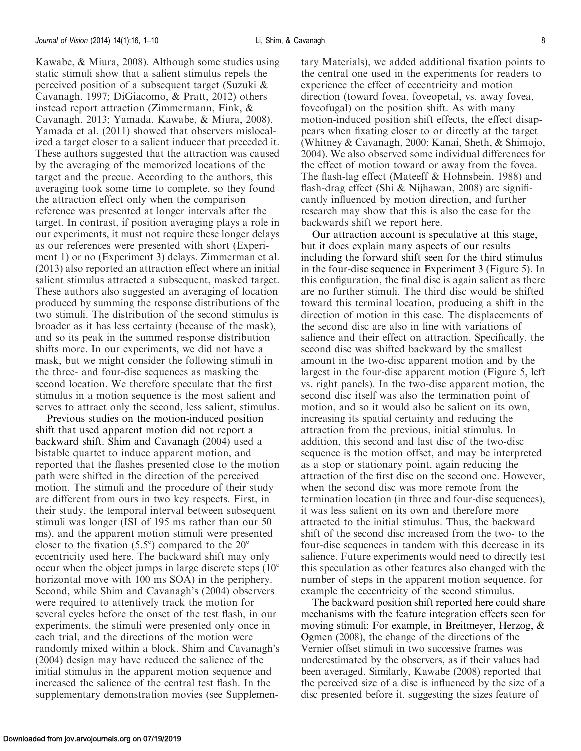Kawabe, & Miura, 2008). Although some studies using static stimuli show that a salient stimulus repels the perceived position of a subsequent target (Suzuki & Cavanagh, 1997; DiGiacomo, & Pratt, 2012) others instead report attraction (Zimmermann, Fink, & Cavanagh, 2013; Yamada, Kawabe, & Miura, 2008). Yamada et al. (2011) showed that observers mislocalized a target closer to a salient inducer that preceded it. These authors suggested that the attraction was caused by the averaging of the memorized locations of the target and the precue. According to the authors, this averaging took some time to complete, so they found the attraction effect only when the comparison reference was presented at longer intervals after the target. In contrast, if position averaging plays a role in our experiments, it must not require these longer delays as our references were presented with short (Experiment 1) or no (Experiment 3) delays. Zimmerman et al. (2013) also reported an attraction effect where an initial salient stimulus attracted a subsequent, masked target. These authors also suggested an averaging of location produced by summing the response distributions of the two stimuli. The distribution of the second stimulus is broader as it has less certainty (because of the mask), and so its peak in the summed response distribution shifts more. In our experiments, we did not have a mask, but we might consider the following stimuli in the three- and four-disc sequences as masking the second location. We therefore speculate that the first stimulus in a motion sequence is the most salient and serves to attract only the second, less salient, stimulus.

Previous studies on the motion-induced position shift that used apparent motion did not report a backward shift. Shim and Cavanagh (2004) used a bistable quartet to induce apparent motion, and reported that the flashes presented close to the motion path were shifted in the direction of the perceived motion. The stimuli and the procedure of their study are different from ours in two key respects. First, in their study, the temporal interval between subsequent stimuli was longer (ISI of 195 ms rather than our 50 ms), and the apparent motion stimuli were presented closer to the fixation (5.5°) compared to the 20° eccentricity used here. The backward shift may only occur when the object jumps in large discrete steps (10° horizontal move with 100 ms SOA) in the periphery. Second, while Shim and Cavanagh's (2004) observers were required to attentively track the motion for several cycles before the onset of the test flash, in our experiments, the stimuli were presented only once in each trial, and the directions of the motion were randomly mixed within a block. Shim and Cavanagh's (2004) design may have reduced the salience of the initial stimulus in the apparent motion sequence and increased the salience of the central test flash. In the supplementary demonstration movies (see Supplementary Materials), we added additional fixation points to the central one used in the experiments for readers to experience the effect of eccentricity and motion direction (toward fovea, foveopetal, vs. away fovea, foveofugal) on the position shift. As with many motion-induced position shift effects, the effect disappears when fixating closer to or directly at the target (Whitney & Cavanagh, 2000; Kanai, Sheth, & Shimojo, 2004). We also observed some individual differences for the effect of motion toward or away from the fovea. The flash-lag effect (Mateeff & Hohnsbein, 1988) and flash-drag effect (Shi & Nijhawan, 2008) are significantly influenced by motion direction, and further research may show that this is also the case for the backwards shift we report here.

Our attraction account is speculative at this stage, but it does explain many aspects of our results including the forward shift seen for the third stimulus in the four-disc sequence in Experiment 3 (Figure 5). In this configuration, the final disc is again salient as there are no further stimuli. The third disc would be shifted toward this terminal location, producing a shift in the direction of motion in this case. The displacements of the second disc are also in line with variations of salience and their effect on attraction. Specifically, the second disc was shifted backward by the smallest amount in the two-disc apparent motion and by the largest in the four-disc apparent motion (Figure 5, left vs. right panels). In the two-disc apparent motion, the second disc itself was also the termination point of motion, and so it would also be salient on its own, increasing its spatial certainty and reducing the attraction from the previous, initial stimulus. In addition, this second and last disc of the two-disc sequence is the motion offset, and may be interpreted as a stop or stationary point, again reducing the attraction of the first disc on the second one. However, when the second disc was more remote from the termination location (in three and four-disc sequences), it was less salient on its own and therefore more attracted to the initial stimulus. Thus, the backward shift of the second disc increased from the two- to the four-disc sequences in tandem with this decrease in its salience. Future experiments would need to directly test this speculation as other features also changed with the number of steps in the apparent motion sequence, for example the eccentricity of the second stimulus.

The backward position shift reported here could share mechanisms with the feature integration effects seen for moving stimuli: For example, in Breitmeyer, Herzog, & Ogmen (2008), the change of the directions of the Vernier offset stimuli in two successive frames was underestimated by the observers, as if their values had been averaged. Similarly, Kawabe (2008) reported that the perceived size of a disc is influenced by the size of a disc presented before it, suggesting the sizes feature of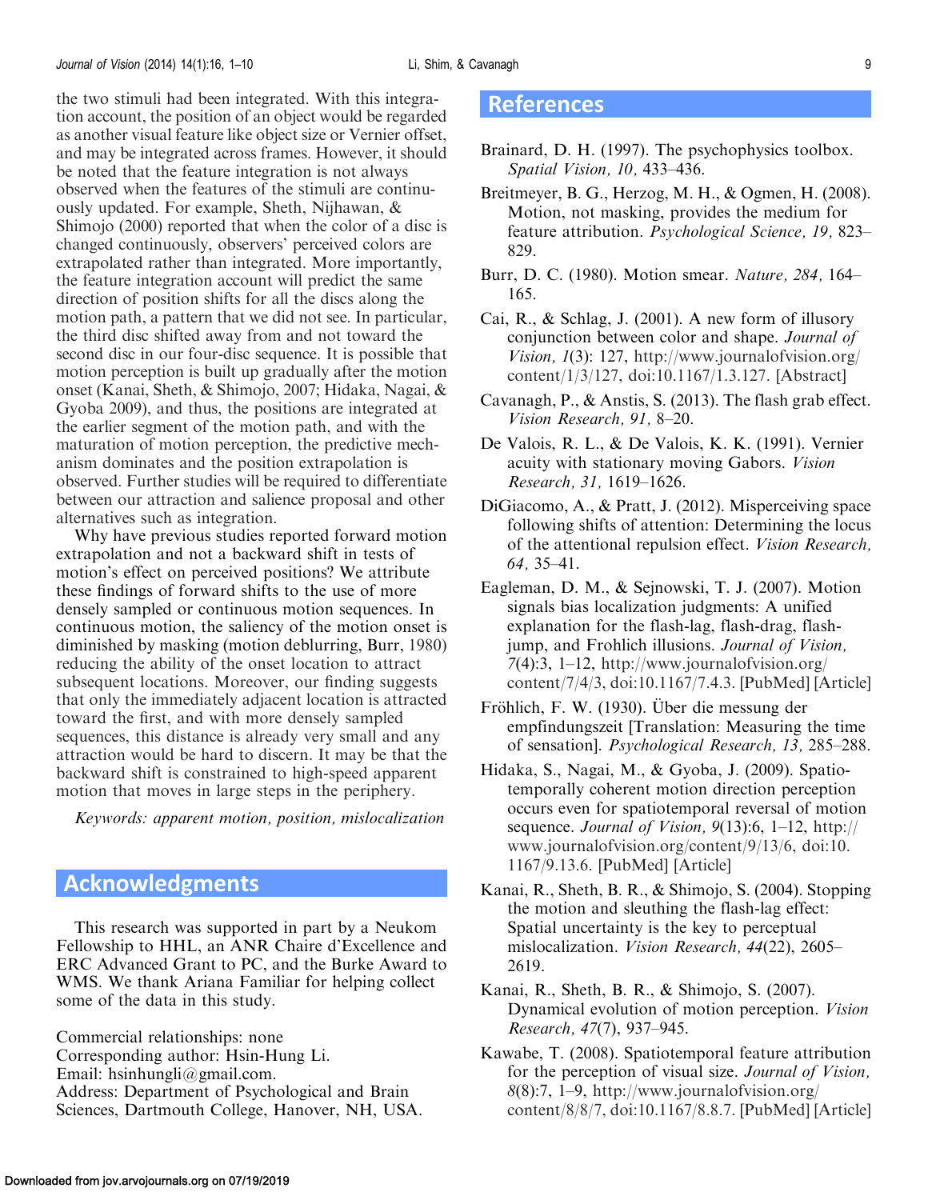the two stimuli had been integrated. With this integration account, the position of an object would be regarded as another visual feature like object size or Vernier offset, and may be integrated across frames. However, it should be noted that the feature integration is not always observed when the features of the stimuli are continuously updated. For example, Sheth, Nijhawan, & Shimojo (2000) reported that when the color of a disc is changed continuously, observers' perceived colors are extrapolated rather than integrated. More importantly, the feature integration account will predict the same direction of position shifts for all the discs along the motion path, a pattern that we did not see. In particular, the third disc shifted away from and not toward the second disc in our four-disc sequence. It is possible that motion perception is built up gradually after the motion onset (Kanai, Sheth, & Shimojo, 2007; Hidaka, Nagai, & Gyoba 2009), and thus, the positions are integrated at the earlier segment of the motion path, and with the maturation of motion perception, the predictive mechanism dominates and the position extrapolation is observed. Further studies will be required to differentiate between our attraction and salience proposal and other alternatives such as integration.

Why have previous studies reported forward motion extrapolation and not a backward shift in tests of motion's effect on perceived positions? We attribute these findings of forward shifts to the use of more densely sampled or continuous motion sequences. In continuous motion, the saliency of the motion onset is diminished by masking (motion deblurring, Burr, 1980) reducing the ability of the onset location to attract subsequent locations. Moreover, our finding suggests that only the immediately adjacent location is attracted toward the first, and with more densely sampled sequences, this distance is already very small and any attraction would be hard to discern. It may be that the backward shift is constrained to high-speed apparent motion that moves in large steps in the periphery.

*Keywords: apparent motion, position, mislocalization*

## Acknowledgments

This research was supported in part by a Neukom Fellowship to HHL, an ANR Chaire d'Excellence and ERC Advanced Grant to PC, and the Burke Award to WMS. We thank Ariana Familiar for helping collect some of the data in this study.

Commercial relationships: none
Corresponding author: Hsin-Hung Li.
Email: hsinhungli@gmail.com.
Address: Department of Psychological and Brain Sciences, Dartmouth College, Hanover, NH, USA.

## References

Brainard, D. H. (1997). The psychophysics toolbox. *Spatial Vision, 10,* 433–436.

Breitmeyer, B. G., Herzog, M. H., & Ogmen, H. (2008). Motion, not masking, provides the medium for feature attribution. *Psychological Science, 19,* 823–829.

Burr, D. C. (1980). Motion smear. *Nature, 284,* 164–165.

Cai, R., & Schlag, J. (2001). A new form of illusory conjunction between color and shape. *Journal of Vision, 1*(3): 127, http://www.journalofvision.org/content/1/3/127, doi:10.1167/1.3.127. [Abstract]

Cavanagh, P., & Anstis, S. (2013). The flash grab effect. *Vision Research, 91,* 8–20.

De Valois, R. L., & De Valois, K. K. (1991). Vernier acuity with stationary moving Gabors. *Vision Research, 31,* 1619–1626.

DiGiacomo, A., & Pratt, J. (2012). Misperceiving space following shifts of attention: Determining the locus of the attentional repulsion effect. *Vision Research, 64,* 35–41.

Eagleman, D. M., & Sejnowski, T. J. (2007). Motion signals bias localization judgments: A unified explanation for the flash-lag, flash-drag, flash-jump, and Frohlich illusions. *Journal of Vision, 7*(4):3, 1–12, http://www.journalofvision.org/content/7/4/3, doi:10.1167/7.4.3. [PubMed] [Article]

Fröhlich, F. W. (1930). Über die messung der empfindungszeit [Translation: Measuring the time of sensation]. *Psychological Research, 13,* 285–288.

Hidaka, S., Nagai, M., & Gyoba, J. (2009). Spatio-temporally coherent motion direction perception occurs even for spatiotemporal reversal of motion sequence. *Journal of Vision, 9*(13):6, 1–12, http://www.journalofvision.org/content/9/13/6, doi:10.1167/9.13.6. [PubMed] [Article]

Kanai, R., Sheth, B. R., & Shimojo, S. (2004). Stopping the motion and sleuthing the flash-lag effect: Spatial uncertainty is the key to perceptual mislocalization. *Vision Research, 44*(22), 2605–2619.

Kanai, R., Sheth, B. R., & Shimojo, S. (2007). Dynamical evolution of motion perception. *Vision Research, 47*(7), 937–945.

Kawabe, T. (2008). Spatiotemporal feature attribution for the perception of visual size. *Journal of Vision, 8*(8):7, 1–9, http://www.journalofvision.org/content/8/8/7, doi:10.1167/8.8.7. [PubMed] [Article]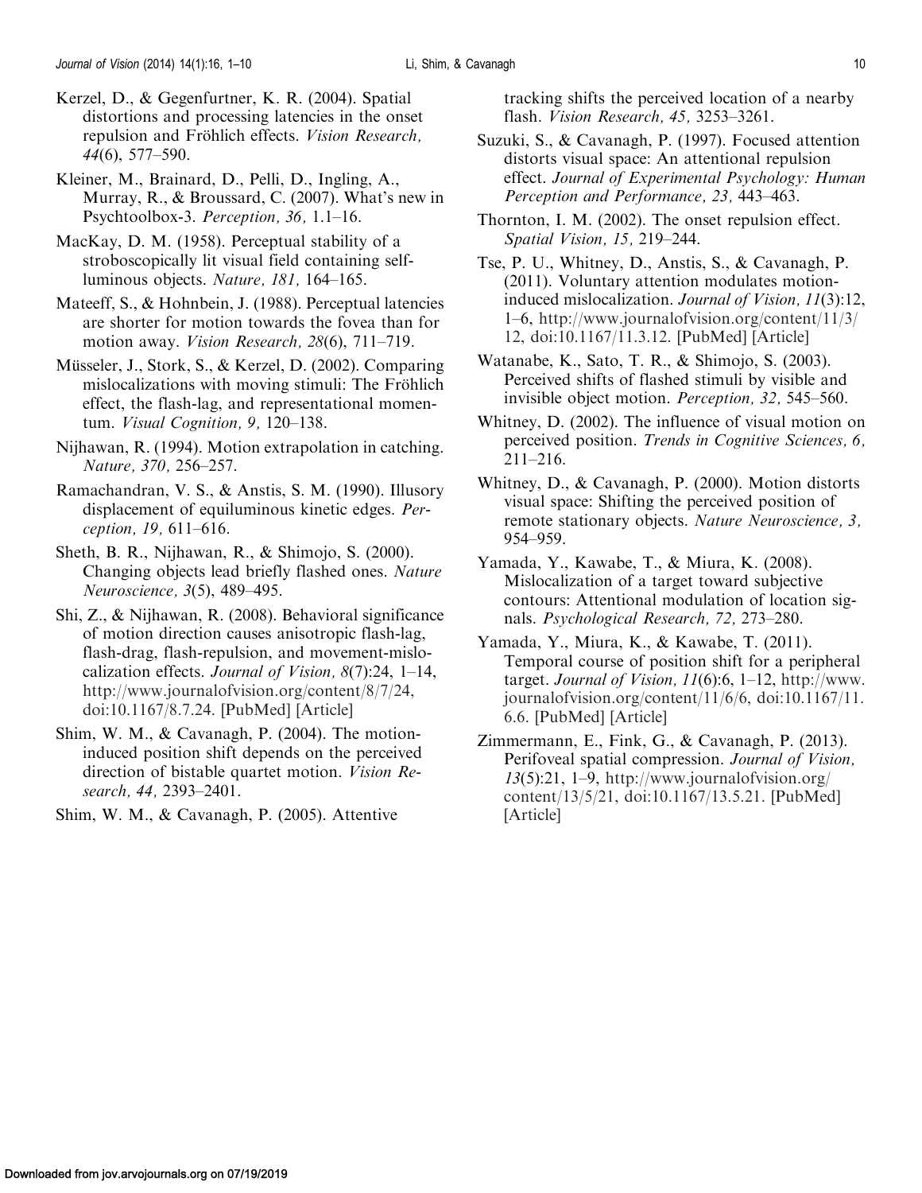Kerzel, D., & Gegenfurtner, K. R. (2004). Spatial distortions and processing latencies in the onset repulsion and Fröhlich effects. *Vision Research, 44*(6), 577–590.

Kleiner, M., Brainard, D., Pelli, D., Ingling, A., Murray, R., & Broussard, C. (2007). What's new in Psychtoolbox-3. *Perception, 36,* 1.1–16.

MacKay, D. M. (1958). Perceptual stability of a stroboscopically lit visual field containing self-luminous objects. *Nature, 181,* 164–165.

Mateeff, S., & Hohnbein, J. (1988). Perceptual latencies are shorter for motion towards the fovea than for motion away. *Vision Research, 28*(6), 711–719.

Müsseler, J., Stork, S., & Kerzel, D. (2002). Comparing mislocalizations with moving stimuli: The Fröhlich effect, the flash-lag, and representational momentum. *Visual Cognition, 9,* 120–138.

Nijhawan, R. (1994). Motion extrapolation in catching. *Nature, 370,* 256–257.

Ramachandran, V. S., & Anstis, S. M. (1990). Illusory displacement of equiluminous kinetic edges. *Perception, 19,* 611–616.

Sheth, B. R., Nijhawan, R., & Shimojo, S. (2000). Changing objects lead briefly flashed ones. *Nature Neuroscience, 3*(5), 489–495.

Shi, Z., & Nijhawan, R. (2008). Behavioral significance of motion direction causes anisotropic flash-lag, flash-drag, flash-repulsion, and movement-mislocalization effects. *Journal of Vision, 8*(7):24, 1–14, http://www.journalofvision.org/content/8/7/24, doi:10.1167/8.7.24. [PubMed] [Article]

Shim, W. M., & Cavanagh, P. (2004). The motion-induced position shift depends on the perceived direction of bistable quartet motion. *Vision Research, 44,* 2393–2401.

Shim, W. M., & Cavanagh, P. (2005). Attentive tracking shifts the perceived location of a nearby flash. *Vision Research, 45,* 3253–3261.

Suzuki, S., & Cavanagh, P. (1997). Focused attention distorts visual space: An attentional repulsion effect. *Journal of Experimental Psychology: Human Perception and Performance, 23,* 443–463.

Thornton, I. M. (2002). The onset repulsion effect. *Spatial Vision, 15,* 219–244.

Tse, P. U., Whitney, D., Anstis, S., & Cavanagh, P. (2011). Voluntary attention modulates motion-induced mislocalization. *Journal of Vision, 11*(3):12, 1–6, http://www.journalofvision.org/content/11/3/12, doi:10.1167/11.3.12. [PubMed] [Article]

Watanabe, K., Sato, T. R., & Shimojo, S. (2003). Perceived shifts of flashed stimuli by visible and invisible object motion. *Perception, 32,* 545–560.

Whitney, D. (2002). The influence of visual motion on perceived position. *Trends in Cognitive Sciences, 6,* 211–216.

Whitney, D., & Cavanagh, P. (2000). Motion distorts visual space: Shifting the perceived position of remote stationary objects. *Nature Neuroscience, 3,* 954–959.

Yamada, Y., Kawabe, T., & Miura, K. (2008). Mislocalization of a target toward subjective contours: Attentional modulation of location signals. *Psychological Research, 72,* 273–280.

Yamada, Y., Miura, K., & Kawabe, T. (2011). Temporal course of position shift for a peripheral target. *Journal of Vision, 11*(6):6, 1–12, http://www.journalofvision.org/content/11/6/6, doi:10.1167/11.6.6. [PubMed] [Article]

Zimmermann, E., Fink, G., & Cavanagh, P. (2013). Perifoveal spatial compression. *Journal of Vision, 13*(5):21, 1–9, http://www.journalofvision.org/content/13/5/21, doi:10.1167/13.5.21. [PubMed] [Article]